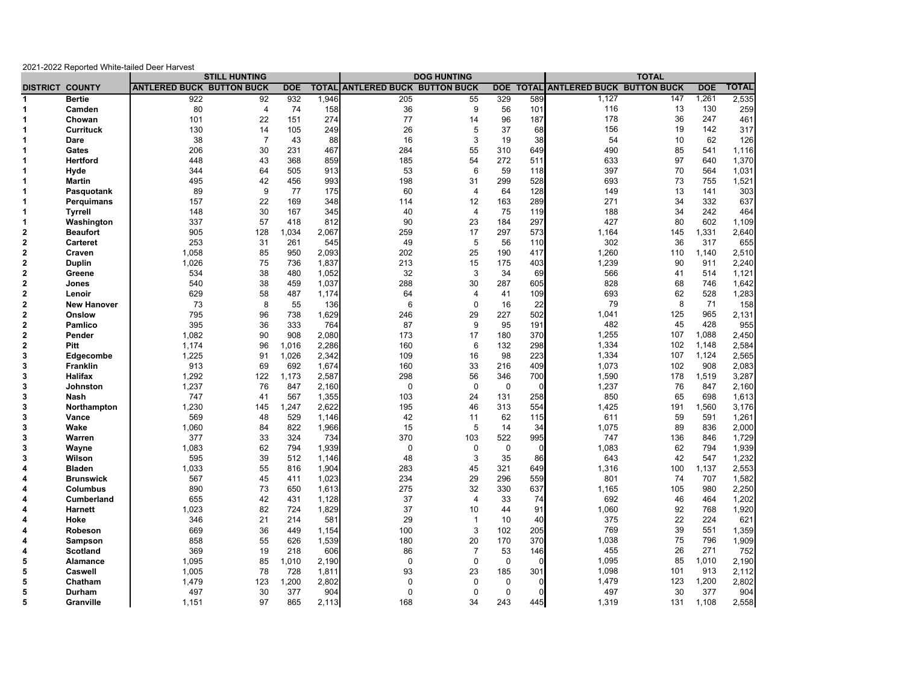2021-2022 Reported White-tailed Deer Harvest

| | | STILL HUNTING | | | | DOG HUNTING | | | | TOTAL | | | |
|---|---|---|---|---|---|---|---|---|---|---|---|---|---|
| DISTRICT | COUNTY | ANTLERED BUCK | BUTTON BUCK | DOE | TOTAL | ANTLERED BUCK | BUTTON BUCK | DOE | TOTAL | ANTLERED BUCK | BUTTON BUCK | DOE | TOTAL |
| 1 | Bertie | 922 | 92 | 932 | 1,946 | 205 | 55 | 329 | 589 | 1,127 | 147 | 1,261 | 2,535 |
| 1 | Camden | 80 | 4 | 74 | 158 | 36 | 9 | 56 | 101 | 116 | 13 | 130 | 259 |
| 1 | Chowan | 101 | 22 | 151 | 274 | 77 | 14 | 96 | 187 | 178 | 36 | 247 | 461 |
| 1 | Currituck | 130 | 14 | 105 | 249 | 26 | 5 | 37 | 68 | 156 | 19 | 142 | 317 |
| 1 | Dare | 38 | 7 | 43 | 88 | 16 | 3 | 19 | 38 | 54 | 10 | 62 | 126 |
| 1 | Gates | 206 | 30 | 231 | 467 | 284 | 55 | 310 | 649 | 490 | 85 | 541 | 1,116 |
| 1 | Hertford | 448 | 43 | 368 | 859 | 185 | 54 | 272 | 511 | 633 | 97 | 640 | 1,370 |
| 1 | Hyde | 344 | 64 | 505 | 913 | 53 | 6 | 59 | 118 | 397 | 70 | 564 | 1,031 |
| 1 | Martin | 495 | 42 | 456 | 993 | 198 | 31 | 299 | 528 | 693 | 73 | 755 | 1,521 |
| 1 | Pasquotank | 89 | 9 | 77 | 175 | 60 | 4 | 64 | 128 | 149 | 13 | 141 | 303 |
| 1 | Perquimans | 157 | 22 | 169 | 348 | 114 | 12 | 163 | 289 | 271 | 34 | 332 | 637 |
| 1 | Tyrrell | 148 | 30 | 167 | 345 | 40 | 4 | 75 | 119 | 188 | 34 | 242 | 464 |
| 1 | Washington | 337 | 57 | 418 | 812 | 90 | 23 | 184 | 297 | 427 | 80 | 602 | 1,109 |
| 2 | Beaufort | 905 | 128 | 1,034 | 2,067 | 259 | 17 | 297 | 573 | 1,164 | 145 | 1,331 | 2,640 |
| 2 | Carteret | 253 | 31 | 261 | 545 | 49 | 5 | 56 | 110 | 302 | 36 | 317 | 655 |
| 2 | Craven | 1,058 | 85 | 950 | 2,093 | 202 | 25 | 190 | 417 | 1,260 | 110 | 1,140 | 2,510 |
| 2 | Duplin | 1,026 | 75 | 736 | 1,837 | 213 | 15 | 175 | 403 | 1,239 | 90 | 911 | 2,240 |
| 2 | Greene | 534 | 38 | 480 | 1,052 | 32 | 3 | 34 | 69 | 566 | 41 | 514 | 1,121 |
| 2 | Jones | 540 | 38 | 459 | 1,037 | 288 | 30 | 287 | 605 | 828 | 68 | 746 | 1,642 |
| 2 | Lenoir | 629 | 58 | 487 | 1,174 | 64 | 4 | 41 | 109 | 693 | 62 | 528 | 1,283 |
| 2 | New Hanover | 73 | 8 | 55 | 136 | 6 | 0 | 16 | 22 | 79 | 8 | 71 | 158 |
| 2 | Onslow | 795 | 96 | 738 | 1,629 | 246 | 29 | 227 | 502 | 1,041 | 125 | 965 | 2,131 |
| 2 | Pamlico | 395 | 36 | 333 | 764 | 87 | 9 | 95 | 191 | 482 | 45 | 428 | 955 |
| 2 | Pender | 1,082 | 90 | 908 | 2,080 | 173 | 17 | 180 | 370 | 1,255 | 107 | 1,088 | 2,450 |
| 2 | Pitt | 1,174 | 96 | 1,016 | 2,286 | 160 | 6 | 132 | 298 | 1,334 | 102 | 1,148 | 2,584 |
| 3 | Edgecombe | 1,225 | 91 | 1,026 | 2,342 | 109 | 16 | 98 | 223 | 1,334 | 107 | 1,124 | 2,565 |
| 3 | Franklin | 913 | 69 | 692 | 1,674 | 160 | 33 | 216 | 409 | 1,073 | 102 | 908 | 2,083 |
| 3 | Halifax | 1,292 | 122 | 1,173 | 2,587 | 298 | 56 | 346 | 700 | 1,590 | 178 | 1,519 | 3,287 |
| 3 | Johnston | 1,237 | 76 | 847 | 2,160 | 0 | 0 | 0 | 0 | 1,237 | 76 | 847 | 2,160 |
| 3 | Nash | 747 | 41 | 567 | 1,355 | 103 | 24 | 131 | 258 | 850 | 65 | 698 | 1,613 |
| 3 | Northampton | 1,230 | 145 | 1,247 | 2,622 | 195 | 46 | 313 | 554 | 1,425 | 191 | 1,560 | 3,176 |
| 3 | Vance | 569 | 48 | 529 | 1,146 | 42 | 11 | 62 | 115 | 611 | 59 | 591 | 1,261 |
| 3 | Wake | 1,060 | 84 | 822 | 1,966 | 15 | 5 | 14 | 34 | 1,075 | 89 | 836 | 2,000 |
| 3 | Warren | 377 | 33 | 324 | 734 | 370 | 103 | 522 | 995 | 747 | 136 | 846 | 1,729 |
| 3 | Wayne | 1,083 | 62 | 794 | 1,939 | 0 | 0 | 0 | 0 | 1,083 | 62 | 794 | 1,939 |
| 3 | Wilson | 595 | 39 | 512 | 1,146 | 48 | 3 | 35 | 86 | 643 | 42 | 547 | 1,232 |
| 4 | Bladen | 1,033 | 55 | 816 | 1,904 | 283 | 45 | 321 | 649 | 1,316 | 100 | 1,137 | 2,553 |
| 4 | Brunswick | 567 | 45 | 411 | 1,023 | 234 | 29 | 296 | 559 | 801 | 74 | 707 | 1,582 |
| 4 | Columbus | 890 | 73 | 650 | 1,613 | 275 | 32 | 330 | 637 | 1,165 | 105 | 980 | 2,250 |
| 4 | Cumberland | 655 | 42 | 431 | 1,128 | 37 | 4 | 33 | 74 | 692 | 46 | 464 | 1,202 |
| 4 | Harnett | 1,023 | 82 | 724 | 1,829 | 37 | 10 | 44 | 91 | 1,060 | 92 | 768 | 1,920 |
| 4 | Hoke | 346 | 21 | 214 | 581 | 29 | 1 | 10 | 40 | 375 | 22 | 224 | 621 |
| 4 | Robeson | 669 | 36 | 449 | 1,154 | 100 | 3 | 102 | 205 | 769 | 39 | 551 | 1,359 |
| 4 | Sampson | 858 | 55 | 626 | 1,539 | 180 | 20 | 170 | 370 | 1,038 | 75 | 796 | 1,909 |
| 4 | Scotland | 369 | 19 | 218 | 606 | 86 | 7 | 53 | 146 | 455 | 26 | 271 | 752 |
| 5 | Alamance | 1,095 | 85 | 1,010 | 2,190 | 0 | 0 | 0 | 0 | 1,095 | 85 | 1,010 | 2,190 |
| 5 | Caswell | 1,005 | 78 | 728 | 1,811 | 93 | 23 | 185 | 301 | 1,098 | 101 | 913 | 2,112 |
| 5 | Chatham | 1,479 | 123 | 1,200 | 2,802 | 0 | 0 | 0 | 0 | 1,479 | 123 | 1,200 | 2,802 |
| 5 | Durham | 497 | 30 | 377 | 904 | 0 | 0 | 0 | 0 | 497 | 30 | 377 | 904 |
| 5 | Granville | 1,151 | 97 | 865 | 2,113 | 168 | 34 | 243 | 445 | 1,319 | 131 | 1,108 | 2,558 |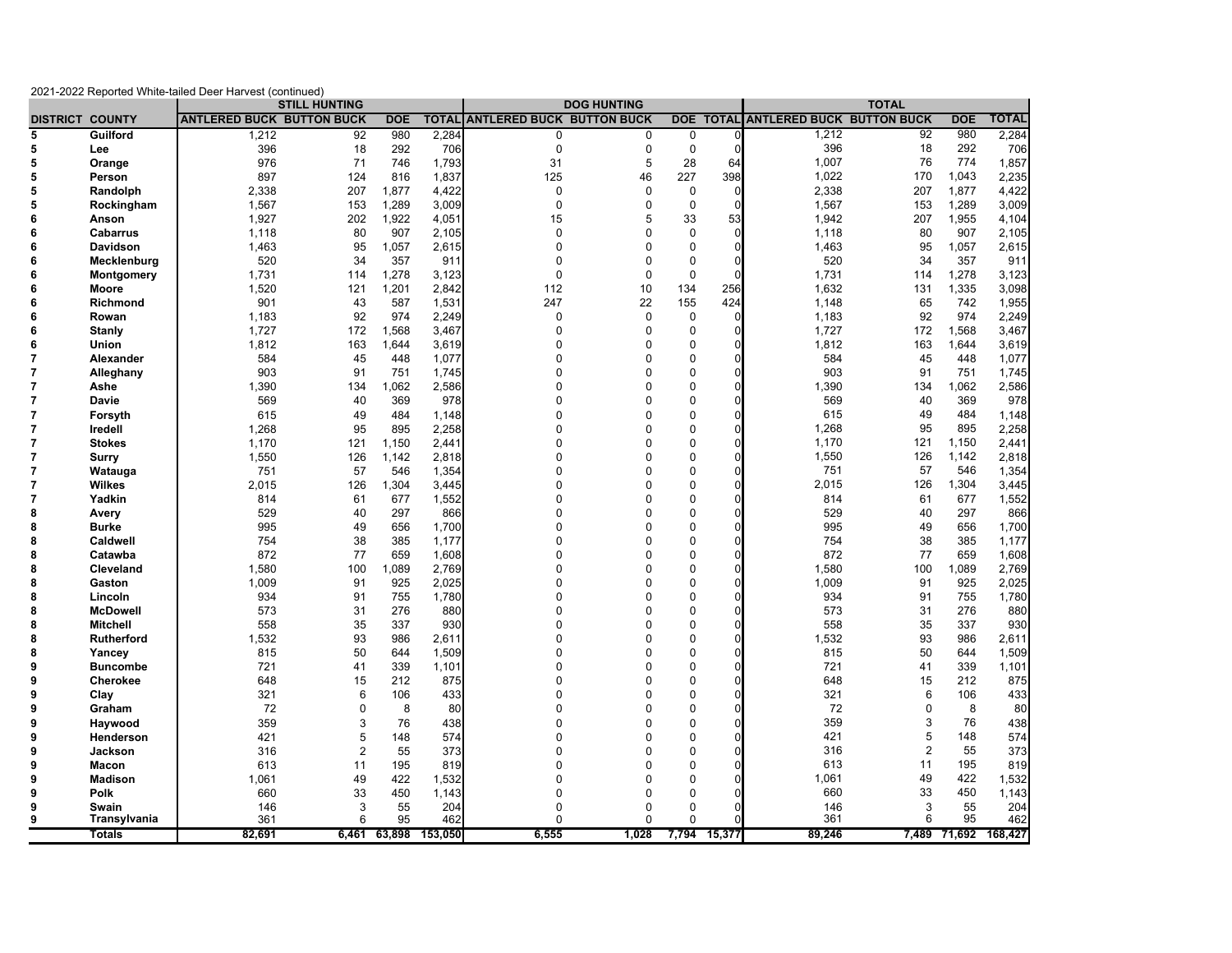2021-2022 Reported White-tailed Deer Harvest (continued)

| | | STILL HUNTING | | | | DOG HUNTING | | | | TOTAL | | | |
|---|---|---|---|---|---|---|---|---|---|---|---|---|---|
| DISTRICT | COUNTY | ANTLERED BUCK | BUTTON BUCK | DOE | TOTAL | ANTLERED BUCK | BUTTON BUCK | DOE | TOTAL | ANTLERED BUCK | BUTTON BUCK | DOE | TOTAL |
| 5 | Guilford | 1,212 | 92 | 980 | 2,284 | 0 | 0 | 0 | 0 | 1,212 | 92 | 980 | 2,284 |
| 5 | Lee | 396 | 18 | 292 | 706 | 0 | 0 | 0 | 0 | 396 | 18 | 292 | 706 |
| 5 | Orange | 976 | 71 | 746 | 1,793 | 31 | 5 | 28 | 64 | 1,007 | 76 | 774 | 1,857 |
| 5 | Person | 897 | 124 | 816 | 1,837 | 125 | 46 | 227 | 398 | 1,022 | 170 | 1,043 | 2,235 |
| 5 | Randolph | 2,338 | 207 | 1,877 | 4,422 | 0 | 0 | 0 | 0 | 2,338 | 207 | 1,877 | 4,422 |
| 5 | Rockingham | 1,567 | 153 | 1,289 | 3,009 | 0 | 0 | 0 | 0 | 1,567 | 153 | 1,289 | 3,009 |
| 6 | Anson | 1,927 | 202 | 1,922 | 4,051 | 15 | 5 | 33 | 53 | 1,942 | 207 | 1,955 | 4,104 |
| 6 | Cabarrus | 1,118 | 80 | 907 | 2,105 | 0 | 0 | 0 | 0 | 1,118 | 80 | 907 | 2,105 |
| 6 | Davidson | 1,463 | 95 | 1,057 | 2,615 | 0 | 0 | 0 | 0 | 1,463 | 95 | 1,057 | 2,615 |
| 6 | Mecklenburg | 520 | 34 | 357 | 911 | 0 | 0 | 0 | 0 | 520 | 34 | 357 | 911 |
| 6 | Montgomery | 1,731 | 114 | 1,278 | 3,123 | 0 | 0 | 0 | 0 | 1,731 | 114 | 1,278 | 3,123 |
| 6 | Moore | 1,520 | 121 | 1,201 | 2,842 | 112 | 10 | 134 | 256 | 1,632 | 131 | 1,335 | 3,098 |
| 6 | Richmond | 901 | 43 | 587 | 1,531 | 247 | 22 | 155 | 424 | 1,148 | 65 | 742 | 1,955 |
| 6 | Rowan | 1,183 | 92 | 974 | 2,249 | 0 | 0 | 0 | 0 | 1,183 | 92 | 974 | 2,249 |
| 6 | Stanly | 1,727 | 172 | 1,568 | 3,467 | 0 | 0 | 0 | 0 | 1,727 | 172 | 1,568 | 3,467 |
| 6 | Union | 1,812 | 163 | 1,644 | 3,619 | 0 | 0 | 0 | 0 | 1,812 | 163 | 1,644 | 3,619 |
| 7 | Alexander | 584 | 45 | 448 | 1,077 | 0 | 0 | 0 | 0 | 584 | 45 | 448 | 1,077 |
| 7 | Alleghany | 903 | 91 | 751 | 1,745 | 0 | 0 | 0 | 0 | 903 | 91 | 751 | 1,745 |
| 7 | Ashe | 1,390 | 134 | 1,062 | 2,586 | 0 | 0 | 0 | 0 | 1,390 | 134 | 1,062 | 2,586 |
| 7 | Davie | 569 | 40 | 369 | 978 | 0 | 0 | 0 | 0 | 569 | 40 | 369 | 978 |
| 7 | Forsyth | 615 | 49 | 484 | 1,148 | 0 | 0 | 0 | 0 | 615 | 49 | 484 | 1,148 |
| 7 | Iredell | 1,268 | 95 | 895 | 2,258 | 0 | 0 | 0 | 0 | 1,268 | 95 | 895 | 2,258 |
| 7 | Stokes | 1,170 | 121 | 1,150 | 2,441 | 0 | 0 | 0 | 0 | 1,170 | 121 | 1,150 | 2,441 |
| 7 | Surry | 1,550 | 126 | 1,142 | 2,818 | 0 | 0 | 0 | 0 | 1,550 | 126 | 1,142 | 2,818 |
| 7 | Watauga | 751 | 57 | 546 | 1,354 | 0 | 0 | 0 | 0 | 751 | 57 | 546 | 1,354 |
| 7 | Wilkes | 2,015 | 126 | 1,304 | 3,445 | 0 | 0 | 0 | 0 | 2,015 | 126 | 1,304 | 3,445 |
| 7 | Yadkin | 814 | 61 | 677 | 1,552 | 0 | 0 | 0 | 0 | 814 | 61 | 677 | 1,552 |
| 8 | Avery | 529 | 40 | 297 | 866 | 0 | 0 | 0 | 0 | 529 | 40 | 297 | 866 |
| 8 | Burke | 995 | 49 | 656 | 1,700 | 0 | 0 | 0 | 0 | 995 | 49 | 656 | 1,700 |
| 8 | Caldwell | 754 | 38 | 385 | 1,177 | 0 | 0 | 0 | 0 | 754 | 38 | 385 | 1,177 |
| 8 | Catawba | 872 | 77 | 659 | 1,608 | 0 | 0 | 0 | 0 | 872 | 77 | 659 | 1,608 |
| 8 | Cleveland | 1,580 | 100 | 1,089 | 2,769 | 0 | 0 | 0 | 0 | 1,580 | 100 | 1,089 | 2,769 |
| 8 | Gaston | 1,009 | 91 | 925 | 2,025 | 0 | 0 | 0 | 0 | 1,009 | 91 | 925 | 2,025 |
| 8 | Lincoln | 934 | 91 | 755 | 1,780 | 0 | 0 | 0 | 0 | 934 | 91 | 755 | 1,780 |
| 8 | McDowell | 573 | 31 | 276 | 880 | 0 | 0 | 0 | 0 | 573 | 31 | 276 | 880 |
| 8 | Mitchell | 558 | 35 | 337 | 930 | 0 | 0 | 0 | 0 | 558 | 35 | 337 | 930 |
| 8 | Rutherford | 1,532 | 93 | 986 | 2,611 | 0 | 0 | 0 | 0 | 1,532 | 93 | 986 | 2,611 |
| 8 | Yancey | 815 | 50 | 644 | 1,509 | 0 | 0 | 0 | 0 | 815 | 50 | 644 | 1,509 |
| 9 | Buncombe | 721 | 41 | 339 | 1,101 | 0 | 0 | 0 | 0 | 721 | 41 | 339 | 1,101 |
| 9 | Cherokee | 648 | 15 | 212 | 875 | 0 | 0 | 0 | 0 | 648 | 15 | 212 | 875 |
| 9 | Clay | 321 | 6 | 106 | 433 | 0 | 0 | 0 | 0 | 321 | 6 | 106 | 433 |
| 9 | Graham | 72 | 0 | 8 | 80 | 0 | 0 | 0 | 0 | 72 | 0 | 8 | 80 |
| 9 | Haywood | 359 | 3 | 76 | 438 | 0 | 0 | 0 | 0 | 359 | 3 | 76 | 438 |
| 9 | Henderson | 421 | 5 | 148 | 574 | 0 | 0 | 0 | 0 | 421 | 5 | 148 | 574 |
| 9 | Jackson | 316 | 2 | 55 | 373 | 0 | 0 | 0 | 0 | 316 | 2 | 55 | 373 |
| 9 | Macon | 613 | 11 | 195 | 819 | 0 | 0 | 0 | 0 | 613 | 11 | 195 | 819 |
| 9 | Madison | 1,061 | 49 | 422 | 1,532 | 0 | 0 | 0 | 0 | 1,061 | 49 | 422 | 1,532 |
| 9 | Polk | 660 | 33 | 450 | 1,143 | 0 | 0 | 0 | 0 | 660 | 33 | 450 | 1,143 |
| 9 | Swain | 146 | 3 | 55 | 204 | 0 | 0 | 0 | 0 | 146 | 3 | 55 | 204 |
| 9 | Transylvania | 361 | 6 | 95 | 462 | 0 | 0 | 0 | 0 | 361 | 6 | 95 | 462 |
| | Totals | 82,691 | 6,461 | 63,898 | 153,050 | 6,555 | 1,028 | 7,794 | 15,377 | 89,246 | 7,489 | 71,692 | 168,427 |